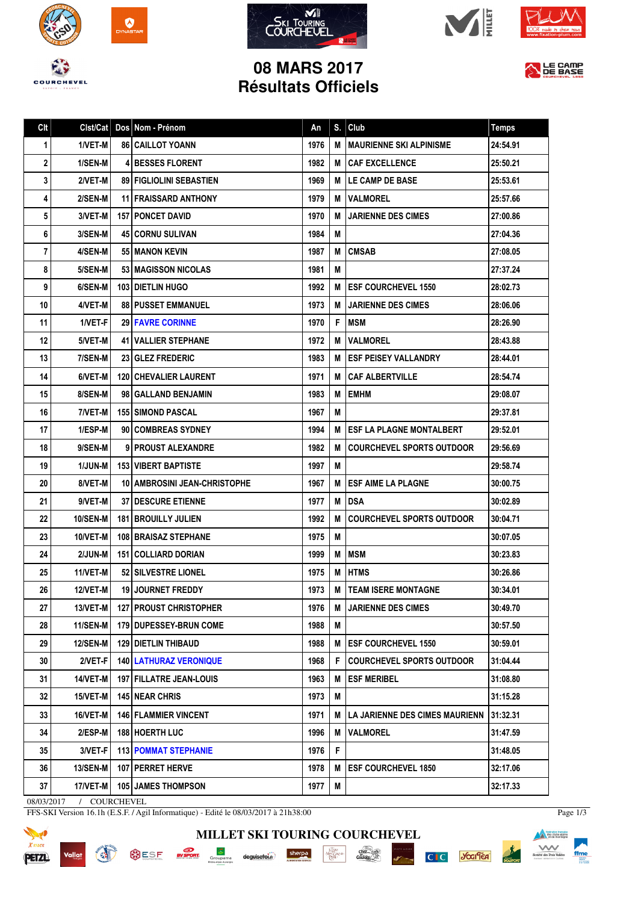# 08 MARS 2017
# Résultats Officiels

| Clt | Clst/Cat | Dos | Nom - Prénom | An | S. | Club | Temps |
|---|---|---|---|---|---|---|---|
| 1 | 1/VET-M | 86 | CAILLOT YOANN | 1976 | M | MAURIENNE SKI ALPINISME | 24:54.91 |
| 2 | 1/SEN-M | 4 | BESSES FLORENT | 1982 | M | CAF EXCELLENCE | 25:50.21 |
| 3 | 2/VET-M | 89 | FIGLIOLINI SEBASTIEN | 1969 | M | LE CAMP DE BASE | 25:53.61 |
| 4 | 2/SEN-M | 11 | FRAISSARD ANTHONY | 1979 | M | VALMOREL | 25:57.66 |
| 5 | 3/VET-M | 157 | PONCET DAVID | 1970 | M | JARIENNE DES CIMES | 27:00.86 |
| 6 | 3/SEN-M | 45 | CORNU SULIVAN | 1984 | M | | 27:04.36 |
| 7 | 4/SEN-M | 55 | MANON KEVIN | 1987 | M | CMSAB | 27:08.05 |
| 8 | 5/SEN-M | 53 | MAGISSON NICOLAS | 1981 | M | | 27:37.24 |
| 9 | 6/SEN-M | 103 | DIETLIN HUGO | 1992 | M | ESF COURCHEVEL 1550 | 28:02.73 |
| 10 | 4/VET-M | 88 | PUSSET EMMANUEL | 1973 | M | JARIENNE DES CIMES | 28:06.06 |
| 11 | 1/VET-F | 29 | FAVRE CORINNE | 1970 | F | MSM | 28:26.90 |
| 12 | 5/VET-M | 41 | VALLIER STEPHANE | 1972 | M | VALMOREL | 28:43.88 |
| 13 | 7/SEN-M | 23 | GLEZ FREDERIC | 1983 | M | ESF PEISEY VALLANDRY | 28:44.01 |
| 14 | 6/VET-M | 120 | CHEVALIER LAURENT | 1971 | M | CAF ALBERTVILLE | 28:54.74 |
| 15 | 8/SEN-M | 98 | GALLAND BENJAMIN | 1983 | M | EMHM | 29:08.07 |
| 16 | 7/VET-M | 155 | SIMOND PASCAL | 1967 | M | | 29:37.81 |
| 17 | 1/ESP-M | 90 | COMBREAS SYDNEY | 1994 | M | ESF LA PLAGNE MONTALBERT | 29:52.01 |
| 18 | 9/SEN-M | 9 | PROUST ALEXANDRE | 1982 | M | COURCHEVEL SPORTS OUTDOOR | 29:56.69 |
| 19 | 1/JUN-M | 153 | VIBERT BAPTISTE | 1997 | M | | 29:58.74 |
| 20 | 8/VET-M | 10 | AMBROSINI JEAN-CHRISTOPHE | 1967 | M | ESF AIME LA PLAGNE | 30:00.75 |
| 21 | 9/VET-M | 37 | DESCURE ETIENNE | 1977 | M | DSA | 30:02.89 |
| 22 | 10/SEN-M | 181 | BROUILLY JULIEN | 1992 | M | COURCHEVEL SPORTS OUTDOOR | 30:04.71 |
| 23 | 10/VET-M | 108 | BRAISAZ STEPHANE | 1975 | M | | 30:07.05 |
| 24 | 2/JUN-M | 151 | COLLIARD DORIAN | 1999 | M | MSM | 30:23.83 |
| 25 | 11/VET-M | 52 | SILVESTRE LIONEL | 1975 | M | HTMS | 30:26.86 |
| 26 | 12/VET-M | 19 | JOURNET FREDDY | 1973 | M | TEAM ISERE MONTAGNE | 30:34.01 |
| 27 | 13/VET-M | 127 | PROUST CHRISTOPHER | 1976 | M | JARIENNE DES CIMES | 30:49.70 |
| 28 | 11/SEN-M | 179 | DUPESSEY-BRUN COME | 1988 | M | | 30:57.50 |
| 29 | 12/SEN-M | 129 | DIETLIN THIBAUD | 1988 | M | ESF COURCHEVEL 1550 | 30:59.01 |
| 30 | 2/VET-F | 140 | LATHURAZ VERONIQUE | 1968 | F | COURCHEVEL SPORTS OUTDOOR | 31:04.44 |
| 31 | 14/VET-M | 197 | FILLATRE JEAN-LOUIS | 1963 | M | ESF MERIBEL | 31:08.80 |
| 32 | 15/VET-M | 145 | NEAR CHRIS | 1973 | M | | 31:15.28 |
| 33 | 16/VET-M | 146 | FLAMMIER VINCENT | 1971 | M | LA JARIENNE DES CIMES MAURIENN | 31:32.31 |
| 34 | 2/ESP-M | 188 | HOERTH LUC | 1996 | M | VALMOREL | 31:47.59 |
| 35 | 3/VET-F | 113 | POMMAT STEPHANIE | 1976 | F | | 31:48.05 |
| 36 | 13/SEN-M | 107 | PERRET HERVE | 1978 | M | ESF COURCHEVEL 1850 | 32:17.06 |
| 37 | 17/VET-M | 105 | JAMES THOMPSON | 1977 | M | | 32:17.33 |

08/03/2017 / COURCHEVEL

FFS-SKI Version 16.1h (E.S.F. / Agil Informatique) - Edité le 08/03/2017 à 21h38:00

MILLET SKI TOURING COURCHEVEL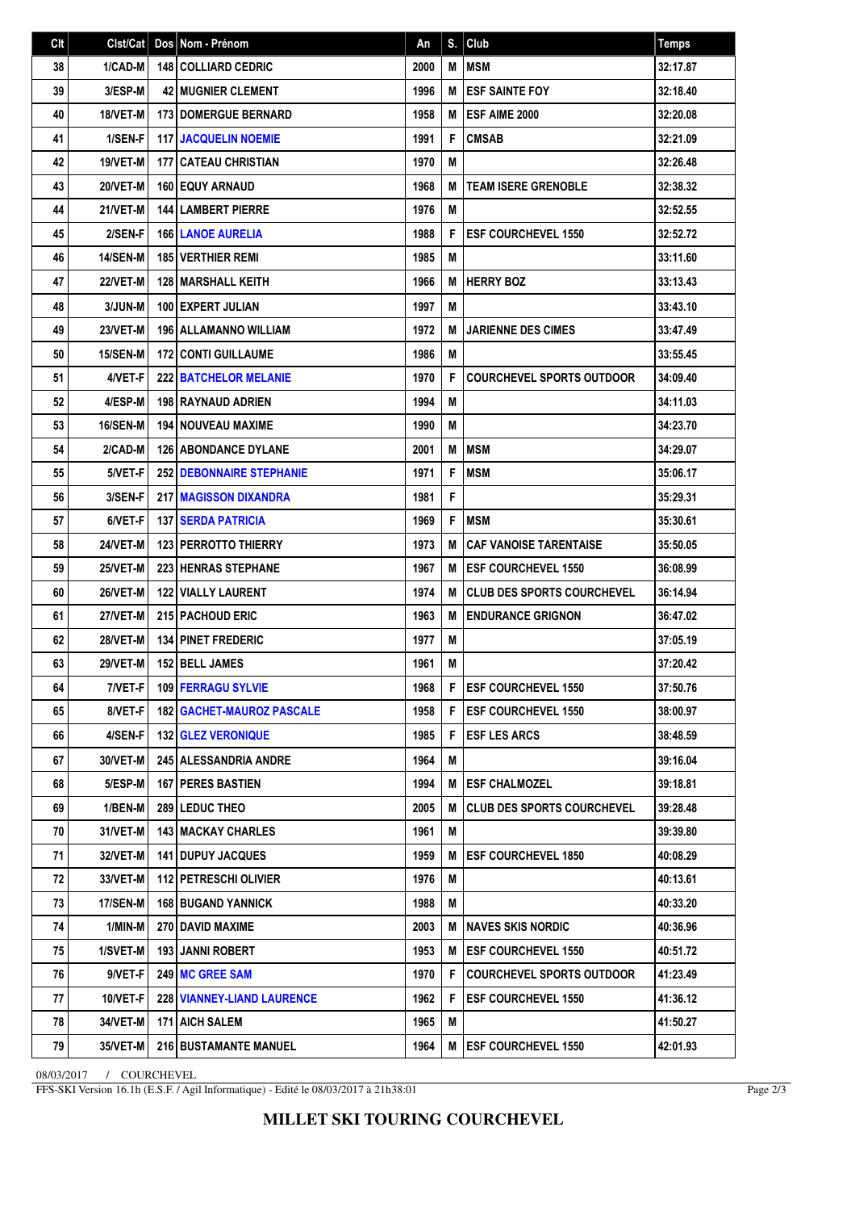| Clt | Clst/Cat | Dos | Nom - Prénom | An | S. | Club | Temps |
|---|---|---|---|---|---|---|---|
| 38 | 1/CAD-M | 148 | COLLIARD CEDRIC | 2000 | M | MSM | 32:17.87 |
| 39 | 3/ESP-M | 42 | MUGNIER CLEMENT | 1996 | M | ESF SAINTE FOY | 32:18.40 |
| 40 | 18/VET-M | 173 | DOMERGUE BERNARD | 1958 | M | ESF AIME 2000 | 32:20.08 |
| 41 | 1/SEN-F | 117 | JACQUELIN NOEMIE | 1991 | F | CMSAB | 32:21.09 |
| 42 | 19/VET-M | 177 | CATEAU CHRISTIAN | 1970 | M | | 32:26.48 |
| 43 | 20/VET-M | 160 | EQUY ARNAUD | 1968 | M | TEAM ISERE GRENOBLE | 32:38.32 |
| 44 | 21/VET-M | 144 | LAMBERT PIERRE | 1976 | M | | 32:52.55 |
| 45 | 2/SEN-F | 166 | LANOE AURELIA | 1988 | F | ESF COURCHEVEL 1550 | 32:52.72 |
| 46 | 14/SEN-M | 185 | VERTHIER REMI | 1985 | M | | 33:11.60 |
| 47 | 22/VET-M | 128 | MARSHALL KEITH | 1966 | M | HERRY BOZ | 33:13.43 |
| 48 | 3/JUN-M | 100 | EXPERT JULIAN | 1997 | M | | 33:43.10 |
| 49 | 23/VET-M | 196 | ALLAMANNO WILLIAM | 1972 | M | JARIENNE DES CIMES | 33:47.49 |
| 50 | 15/SEN-M | 172 | CONTI GUILLAUME | 1986 | M | | 33:55.45 |
| 51 | 4/VET-F | 222 | BATCHELOR MELANIE | 1970 | F | COURCHEVEL SPORTS OUTDOOR | 34:09.40 |
| 52 | 4/ESP-M | 198 | RAYNAUD ADRIEN | 1994 | M | | 34:11.03 |
| 53 | 16/SEN-M | 194 | NOUVEAU MAXIME | 1990 | M | | 34:23.70 |
| 54 | 2/CAD-M | 126 | ABONDANCE DYLANE | 2001 | M | MSM | 34:29.07 |
| 55 | 5/VET-F | 252 | DEBONNAIRE STEPHANIE | 1971 | F | MSM | 35:06.17 |
| 56 | 3/SEN-F | 217 | MAGISSON DIXANDRA | 1981 | F | | 35:29.31 |
| 57 | 6/VET-F | 137 | SERDA PATRICIA | 1969 | F | MSM | 35:30.61 |
| 58 | 24/VET-M | 123 | PERROTTO THIERRY | 1973 | M | CAF VANOISE TARENTAISE | 35:50.05 |
| 59 | 25/VET-M | 223 | HENRAS STEPHANE | 1967 | M | ESF COURCHEVEL 1550 | 36:08.99 |
| 60 | 26/VET-M | 122 | VIALLY LAURENT | 1974 | M | CLUB DES SPORTS COURCHEVEL | 36:14.94 |
| 61 | 27/VET-M | 215 | PACHOUD ERIC | 1963 | M | ENDURANCE GRIGNON | 36:47.02 |
| 62 | 28/VET-M | 134 | PINET FREDERIC | 1977 | M | | 37:05.19 |
| 63 | 29/VET-M | 152 | BELL JAMES | 1961 | M | | 37:20.42 |
| 64 | 7/VET-F | 109 | FERRAGU SYLVIE | 1968 | F | ESF COURCHEVEL 1550 | 37:50.76 |
| 65 | 8/VET-F | 182 | GACHET-MAUROZ PASCALE | 1958 | F | ESF COURCHEVEL 1550 | 38:00.97 |
| 66 | 4/SEN-F | 132 | GLEZ VERONIQUE | 1985 | F | ESF LES ARCS | 38:48.59 |
| 67 | 30/VET-M | 245 | ALESSANDRIA ANDRE | 1964 | M | | 39:16.04 |
| 68 | 5/ESP-M | 167 | PERES BASTIEN | 1994 | M | ESF CHALMOZEL | 39:18.81 |
| 69 | 1/BEN-M | 289 | LEDUC THEO | 2005 | M | CLUB DES SPORTS COURCHEVEL | 39:28.48 |
| 70 | 31/VET-M | 143 | MACKAY CHARLES | 1961 | M | | 39:39.80 |
| 71 | 32/VET-M | 141 | DUPUY JACQUES | 1959 | M | ESF COURCHEVEL 1850 | 40:08.29 |
| 72 | 33/VET-M | 112 | PETRESCHI OLIVIER | 1976 | M | | 40:13.61 |
| 73 | 17/SEN-M | 168 | BUGAND YANNICK | 1988 | M | | 40:33.20 |
| 74 | 1/MIN-M | 270 | DAVID MAXIME | 2003 | M | NAVES SKIS NORDIC | 40:36.96 |
| 75 | 1/SVET-M | 193 | JANNI ROBERT | 1953 | M | ESF COURCHEVEL 1550 | 40:51.72 |
| 76 | 9/VET-F | 249 | MC GREE SAM | 1970 | F | COURCHEVEL SPORTS OUTDOOR | 41:23.49 |
| 77 | 10/VET-F | 228 | VIANNEY-LIAND LAURENCE | 1962 | F | ESF COURCHEVEL 1550 | 41:36.12 |
| 78 | 34/VET-M | 171 | AICH SALEM | 1965 | M | | 41:50.27 |
| 79 | 35/VET-M | 216 | BUSTAMANTE MANUEL | 1964 | M | ESF COURCHEVEL 1550 | 42:01.93 |

08/03/2017 / COURCHEVEL

FFS-SKI Version 16.1h (E.S.F. / Agil Informatique) - Edité le 08/03/2017 à 21h38:01

**MILLET SKI TOURING COURCHEVEL**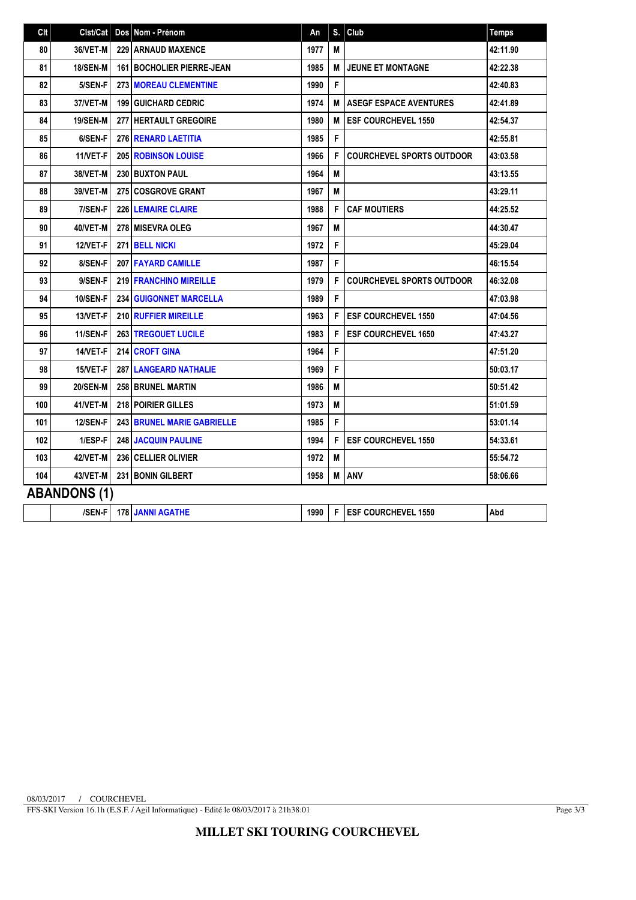| Clt | Clst/Cat | Dos | Nom - Prénom | An | S. | Club | Temps |
|---|---|---|---|---|---|---|---|
| 80 | 36/VET-M | 229 | ARNAUD MAXENCE | 1977 | M | | 42:11.90 |
| 81 | 18/SEN-M | 161 | BOCHOLIER PIERRE-JEAN | 1985 | M | JEUNE ET MONTAGNE | 42:22.38 |
| 82 | 5/SEN-F | 273 | MOREAU CLEMENTINE | 1990 | F | | 42:40.83 |
| 83 | 37/VET-M | 199 | GUICHARD CEDRIC | 1974 | M | ASEGF ESPACE AVENTURES | 42:41.89 |
| 84 | 19/SEN-M | 277 | HERTAULT GREGOIRE | 1980 | M | ESF COURCHEVEL 1550 | 42:54.37 |
| 85 | 6/SEN-F | 276 | RENARD LAETITIA | 1985 | F | | 42:55.81 |
| 86 | 11/VET-F | 205 | ROBINSON LOUISE | 1966 | F | COURCHEVEL SPORTS OUTDOOR | 43:03.58 |
| 87 | 38/VET-M | 230 | BUXTON PAUL | 1964 | M | | 43:13.55 |
| 88 | 39/VET-M | 275 | COSGROVE GRANT | 1967 | M | | 43:29.11 |
| 89 | 7/SEN-F | 226 | LEMAIRE CLAIRE | 1988 | F | CAF MOUTIERS | 44:25.52 |
| 90 | 40/VET-M | 278 | MISEVRA OLEG | 1967 | M | | 44:30.47 |
| 91 | 12/VET-F | 271 | BELL NICKI | 1972 | F | | 45:29.04 |
| 92 | 8/SEN-F | 207 | FAYARD CAMILLE | 1987 | F | | 46:15.54 |
| 93 | 9/SEN-F | 219 | FRANCHINO MIREILLE | 1979 | F | COURCHEVEL SPORTS OUTDOOR | 46:32.08 |
| 94 | 10/SEN-F | 234 | GUIGONNET MARCELLA | 1989 | F | | 47:03.98 |
| 95 | 13/VET-F | 210 | RUFFIER MIREILLE | 1963 | F | ESF COURCHEVEL 1550 | 47:04.56 |
| 96 | 11/SEN-F | 263 | TREGOUET LUCILE | 1983 | F | ESF COURCHEVEL 1650 | 47:43.27 |
| 97 | 14/VET-F | 214 | CROFT GINA | 1964 | F | | 47:51.20 |
| 98 | 15/VET-F | 287 | LANGEARD NATHALIE | 1969 | F | | 50:03.17 |
| 99 | 20/SEN-M | 258 | BRUNEL MARTIN | 1986 | M | | 50:51.42 |
| 100 | 41/VET-M | 218 | POIRIER GILLES | 1973 | M | | 51:01.59 |
| 101 | 12/SEN-F | 243 | BRUNEL MARIE GABRIELLE | 1985 | F | | 53:01.14 |
| 102 | 1/ESP-F | 248 | JACQUIN PAULINE | 1994 | F | ESF COURCHEVEL 1550 | 54:33.61 |
| 103 | 42/VET-M | 236 | CELLIER OLIVIER | 1972 | M | | 55:54.72 |
| 104 | 43/VET-M | 231 | BONIN GILBERT | 1958 | M | ANV | 58:06.66 |

## ABANDONS (1)

| Clt | Clst/Cat | Dos | Nom - Prénom | An | S. | Club | Temps |
|---|---|---|---|---|---|---|---|
| | /SEN-F | 178 | JANNI AGATHE | 1990 | F | ESF COURCHEVEL 1550 | Abd |

08/03/2017 / COURCHEVEL

FFS-SKI Version 16.1h (E.S.F. / Agil Informatique) - Edité le 08/03/2017 à 21h38:01

**MILLET SKI TOURING COURCHEVEL**